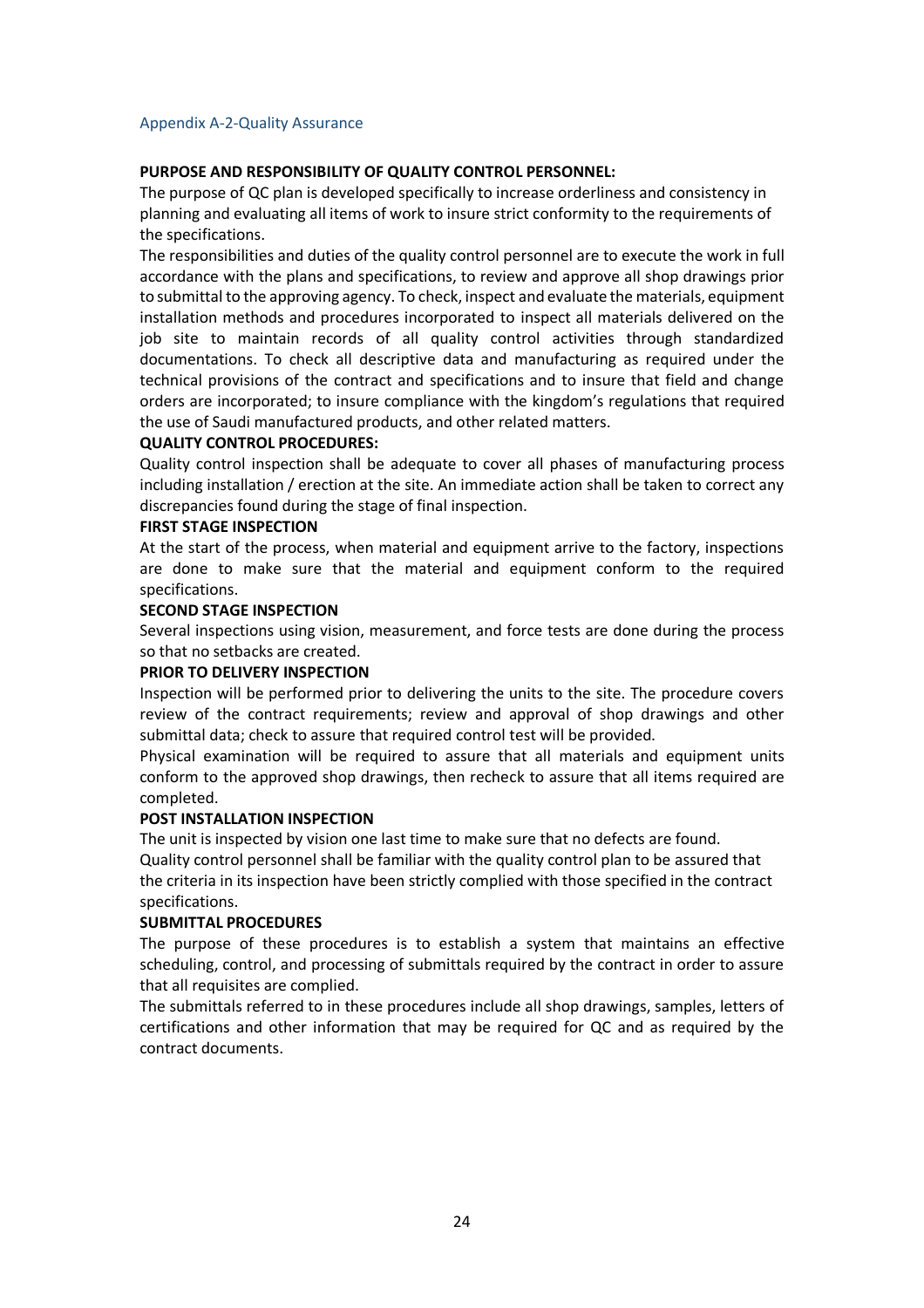## Appendix A-2-Quality Assurance

**PURPOSE AND RESPONSIBILITY OF QUALITY CONTROL PERSONNEL:**

The purpose of QC plan is developed specifically to increase orderliness and consistency in planning and evaluating all items of work to insure strict conformity to the requirements of the specifications.

The responsibilities and duties of the quality control personnel are to execute the work in full accordance with the plans and specifications, to review and approve all shop drawings prior to submittal to the approving agency. To check, inspect and evaluate the materials, equipment installation methods and procedures incorporated to inspect all materials delivered on the job site to maintain records of all quality control activities through standardized documentations. To check all descriptive data and manufacturing as required under the technical provisions of the contract and specifications and to insure that field and change orders are incorporated; to insure compliance with the kingdom's regulations that required the use of Saudi manufactured products, and other related matters.

**QUALITY CONTROL PROCEDURES:**

Quality control inspection shall be adequate to cover all phases of manufacturing process including installation / erection at the site. An immediate action shall be taken to correct any discrepancies found during the stage of final inspection.

**FIRST STAGE INSPECTION**

At the start of the process, when material and equipment arrive to the factory, inspections are done to make sure that the material and equipment conform to the required specifications.

**SECOND STAGE INSPECTION**

Several inspections using vision, measurement, and force tests are done during the process so that no setbacks are created.

**PRIOR TO DELIVERY INSPECTION**

Inspection will be performed prior to delivering the units to the site. The procedure covers review of the contract requirements; review and approval of shop drawings and other submittal data; check to assure that required control test will be provided.

Physical examination will be required to assure that all materials and equipment units conform to the approved shop drawings, then recheck to assure that all items required are completed.

**POST INSTALLATION INSPECTION**

The unit is inspected by vision one last time to make sure that no defects are found.

Quality control personnel shall be familiar with the quality control plan to be assured that the criteria in its inspection have been strictly complied with those specified in the contract specifications.

**SUBMITTAL PROCEDURES**

The purpose of these procedures is to establish a system that maintains an effective scheduling, control, and processing of submittals required by the contract in order to assure that all requisites are complied.

The submittals referred to in these procedures include all shop drawings, samples, letters of certifications and other information that may be required for QC and as required by the contract documents.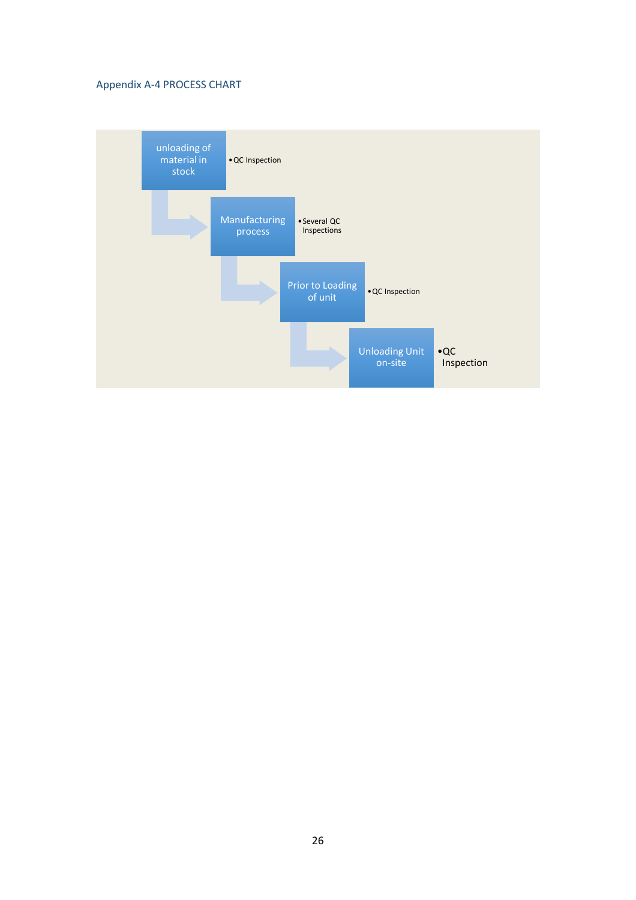## Appendix A-4 PROCESS CHART

unloading of material in stock
- QC Inspection

Manufacturing process
- Several QC Inspections

Prior to Loading of unit
- QC Inspection

Unloading Unit on-site
- QC Inspection